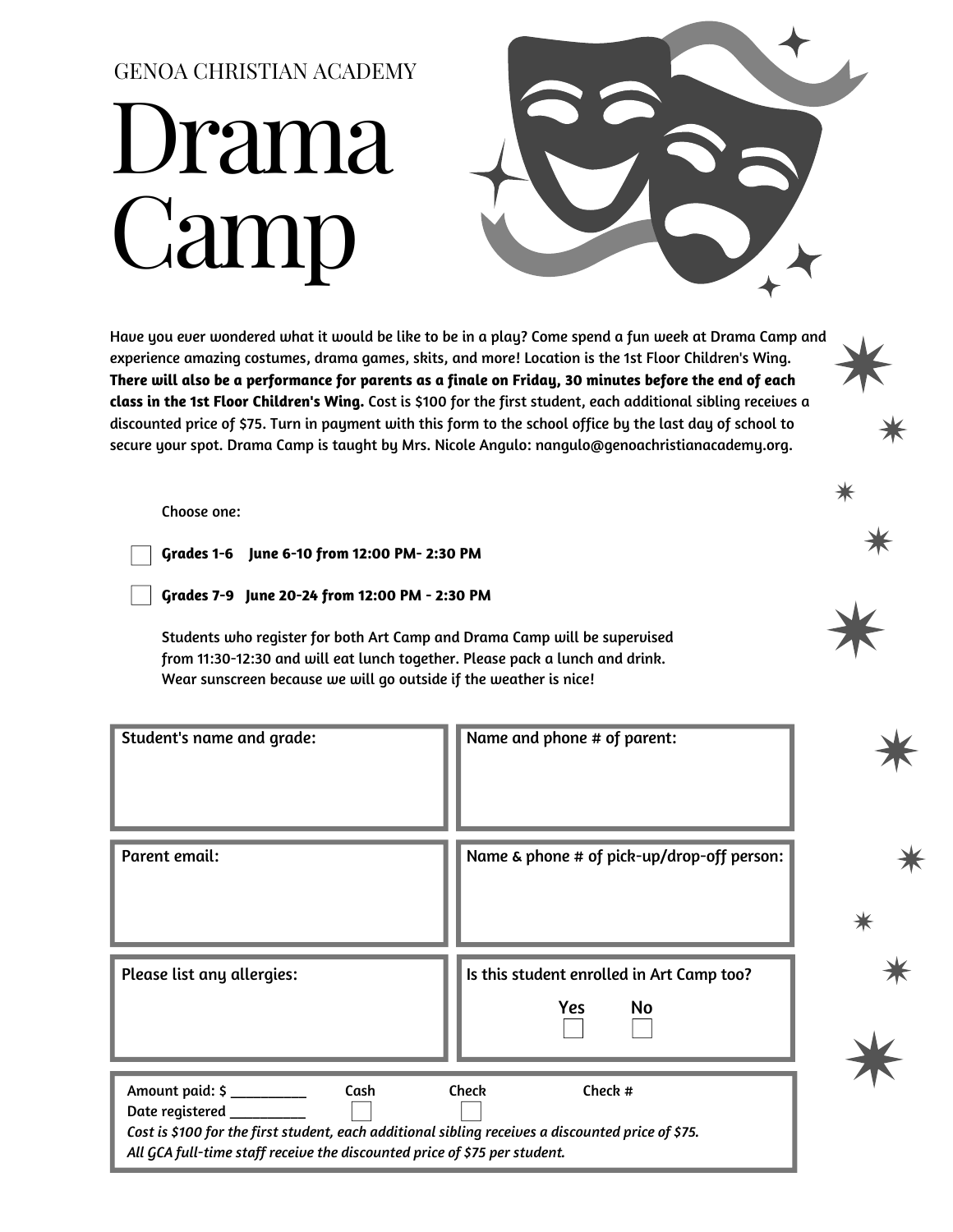GENOA CHRISTIAN ACADEMY

# Drama Camp

Have you ever wondered what it would be like to be in a play? Come spend a fun week at Drama Camp and experience amazing costumes, drama games, skits, and more! Location is the 1st Floor Children's Wing. **There will also be a performance for parents as a finale on Friday, 30 minutes before the end of each class in the 1st Floor Children's Wing.** Cost is $100 for the first student, each additional sibling receives a discounted price of $75. Turn in payment with this form to the school office by the last day of school to secure your spot. Drama Camp is taught by Mrs. Nicole Angulo: nangulo@genoachristianacademy.org.

Choose one:

- ☐ **Grades 1-6 June 6-10 from 12:00 PM- 2:30 PM**
- ☐ **Grades 7-9 June 20-24 from 12:00 PM - 2:30 PM**

Students who register for both Art Camp and Drama Camp will be supervised from 11:30-12:30 and will eat lunch together. Please pack a lunch and drink. Wear sunscreen because we will go outside if the weather is nice!

| Student's name and grade: | Name and phone # of parent: |
| --- | --- |
| Parent email: | Name & phone # of pick-up/drop-off person: |
| Please list any allergies: | Is this student enrolled in Art Camp too? Yes ☐ No ☐ |

Amount paid: $ __________ Cash ☐ Check ☐ Check #

Date registered __________

*Cost is $100 for the first student, each additional sibling receives a discounted price of $75.*

*All GCA full-time staff receive the discounted price of $75 per student.*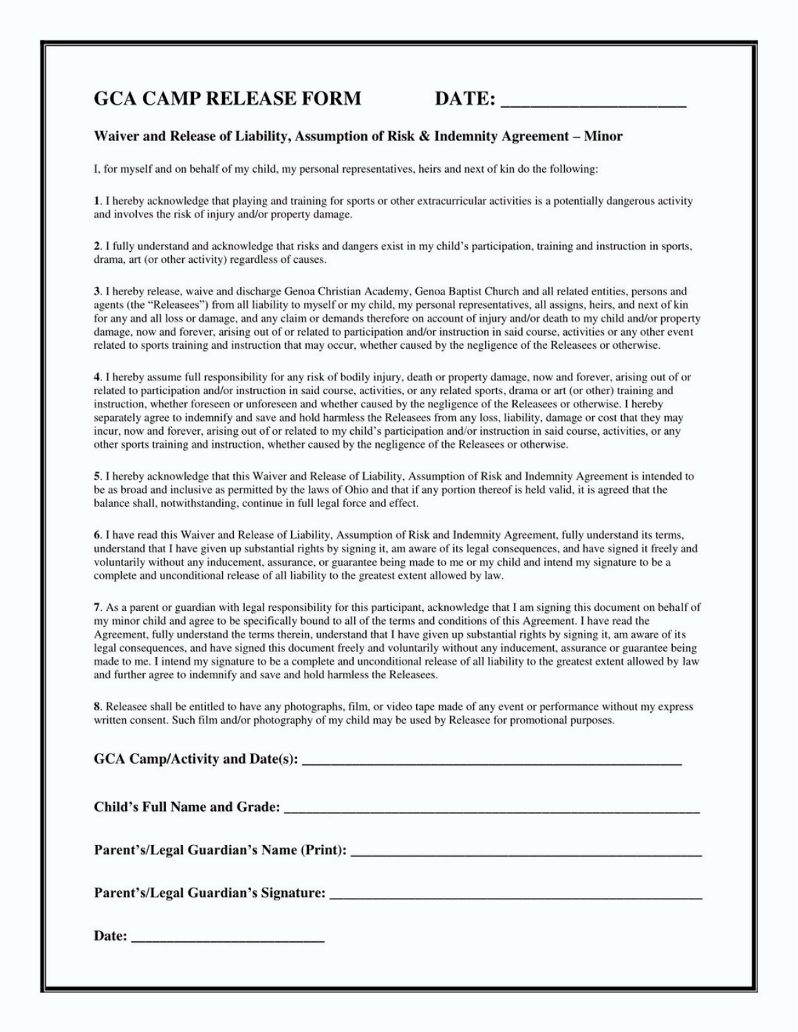# GCA CAMP RELEASE FORM　　　DATE: ____________________

### Waiver and Release of Liability, Assumption of Risk & Indemnity Agreement – Minor

I, for myself and on behalf of my child, my personal representatives, heirs and next of kin do the following:

**1**. I hereby acknowledge that playing and training for sports or other extracurricular activities is a potentially dangerous activity and involves the risk of injury and/or property damage.

**2**. I fully understand and acknowledge that risks and dangers exist in my child's participation, training and instruction in sports, drama, art (or other activity) regardless of causes.

**3**. I hereby release, waive and discharge Genoa Christian Academy, Genoa Baptist Church and all related entities, persons and agents (the "Releasees") from all liability to myself or my child, my personal representatives, all assigns, heirs, and next of kin for any and all loss or damage, and any claim or demands therefore on account of injury and/or death to my child and/or property damage, now and forever, arising out of or related to participation and/or instruction in said course, activities or any other event related to sports training and instruction that may occur, whether caused by the negligence of the Releasees or otherwise.

**4**. I hereby assume full responsibility for any risk of bodily injury, death or property damage, now and forever, arising out of or related to participation and/or instruction in said course, activities, or any related sports, drama or art (or other) training and instruction, whether foreseen or unforeseen and whether caused by the negligence of the Releasees or otherwise. I hereby separately agree to indemnify and save and hold harmless the Releasees from any loss, liability, damage or cost that they may incur, now and forever, arising out of or related to my child's participation and/or instruction in said course, activities, or any other sports training and instruction, whether caused by the negligence of the Releasees or otherwise.

**5**. I hereby acknowledge that this Waiver and Release of Liability, Assumption of Risk and Indemnity Agreement is intended to be as broad and inclusive as permitted by the laws of Ohio and that if any portion thereof is held valid, it is agreed that the balance shall, notwithstanding, continue in full legal force and effect.

**6**. I have read this Waiver and Release of Liability, Assumption of Risk and Indemnity Agreement, fully understand its terms, understand that I have given up substantial rights by signing it, am aware of its legal consequences, and have signed it freely and voluntarily without any inducement, assurance, or guarantee being made to me or my child and intend my signature to be a complete and unconditional release of all liability to the greatest extent allowed by law.

**7**. As a parent or guardian with legal responsibility for this participant, acknowledge that I am signing this document on behalf of my minor child and agree to be specifically bound to all of the terms and conditions of this Agreement. I have read the Agreement, fully understand the terms therein, understand that I have given up substantial rights by signing it, am aware of its legal consequences, and have signed this document freely and voluntarily without any inducement, assurance or guarantee being made to me. I intend my signature to be a complete and unconditional release of all liability to the greatest extent allowed by law and further agree to indemnify and save and hold harmless the Releasees.

**8**. Releasee shall be entitled to have any photographs, film, or video tape made of any event or performance without my express written consent. Such film and/or photography of my child may be used by Releasee for promotional purposes.

**GCA Camp/Activity and Date(s):** ____________________________________________________

**Child's Full Name and Grade:** ____________________________________________________

**Parent's/Legal Guardian's Name (Print):** ____________________________________________

**Parent's/Legal Guardian's Signature:** ______________________________________________

**Date:** __________________________